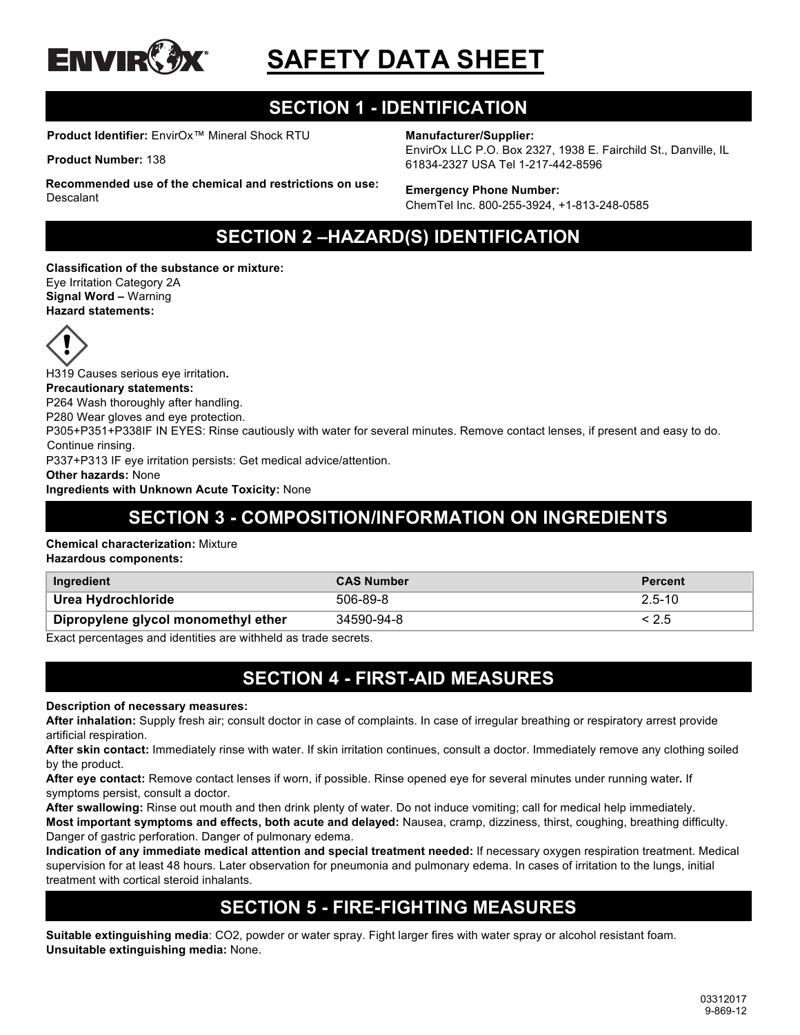# SAFETY DATA SHEET

## SECTION 1 - IDENTIFICATION

**Product Identifier:** EnvirOx™ Mineral Shock RTU

**Product Number:** 138

**Recommended use of the chemical and restrictions on use:** Descalant

**Manufacturer/Supplier:**
EnvirOx LLC P.O. Box 2327, 1938 E. Fairchild St., Danville, IL 61834-2327 USA Tel 1-217-442-8596

**Emergency Phone Number:**
ChemTel Inc. 800-255-3924, +1-813-248-0585

## SECTION 2 –HAZARD(S) IDENTIFICATION

**Classification of the substance or mixture:**
Eye Irritation Category 2A
**Signal Word –** Warning
**Hazard statements:**

H319 Causes serious eye irritation**.**
**Precautionary statements:**
P264 Wash thoroughly after handling.
P280 Wear gloves and eye protection.
P305+P351+P338IF IN EYES: Rinse cautiously with water for several minutes. Remove contact lenses, if present and easy to do. Continue rinsing.
P337+P313 IF eye irritation persists: Get medical advice/attention.
**Other hazards:** None
**Ingredients with Unknown Acute Toxicity:** None

## SECTION 3 - COMPOSITION/INFORMATION ON INGREDIENTS

**Chemical characterization:** Mixture
**Hazardous components:**

| Ingredient | CAS Number | Percent |
|---|---|---|
| **Urea Hydrochloride** | 506-89-8 | 2.5-10 |
| **Dipropylene glycol monomethyl ether** | 34590-94-8 | < 2.5 |

Exact percentages and identities are withheld as trade secrets.

## SECTION 4 - FIRST-AID MEASURES

**Description of necessary measures:**
**After inhalation:** Supply fresh air; consult doctor in case of complaints. In case of irregular breathing or respiratory arrest provide artificial respiration.
**After skin contact:** Immediately rinse with water. If skin irritation continues, consult a doctor. Immediately remove any clothing soiled by the product.
**After eye contact:** Remove contact lenses if worn, if possible. Rinse opened eye for several minutes under running water**.** If symptoms persist, consult a doctor.
**After swallowing:** Rinse out mouth and then drink plenty of water. Do not induce vomiting; call for medical help immediately.
**Most important symptoms and effects, both acute and delayed:** Nausea, cramp, dizziness, thirst, coughing, breathing difficulty. Danger of gastric perforation. Danger of pulmonary edema.
**Indication of any immediate medical attention and special treatment needed:** If necessary oxygen respiration treatment. Medical supervision for at least 48 hours. Later observation for pneumonia and pulmonary edema. In cases of irritation to the lungs, initial treatment with cortical steroid inhalants.

## SECTION 5 - FIRE-FIGHTING MEASURES

**Suitable extinguishing media**: CO2, powder or water spray. Fight larger fires with water spray or alcohol resistant foam.
**Unsuitable extinguishing media:** None.

03312017
9-869-12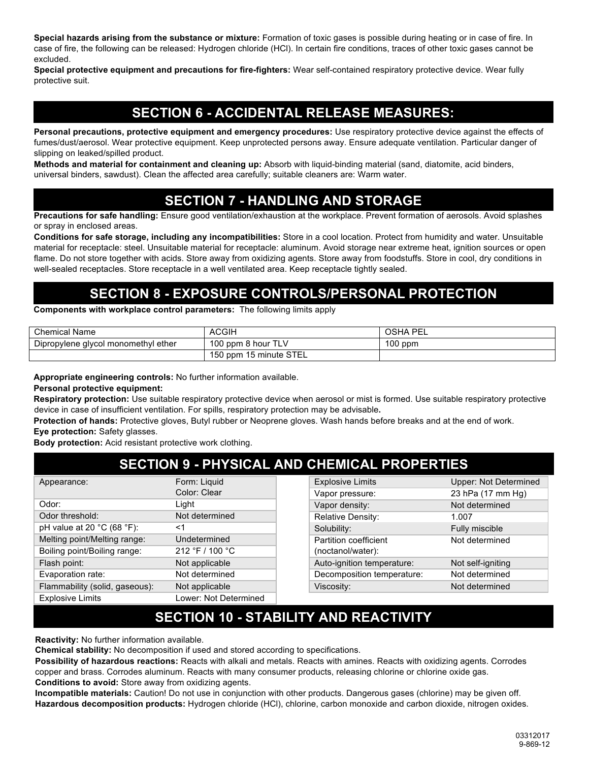**Special hazards arising from the substance or mixture:** Formation of toxic gases is possible during heating or in case of fire. In case of fire, the following can be released: Hydrogen chloride (HCl). In certain fire conditions, traces of other toxic gases cannot be excluded.
**Special protective equipment and precautions for fire-fighters:** Wear self-contained respiratory protective device. Wear fully protective suit.

## SECTION 6 - ACCIDENTAL RELEASE MEASURES:

**Personal precautions, protective equipment and emergency procedures:** Use respiratory protective device against the effects of fumes/dust/aerosol. Wear protective equipment. Keep unprotected persons away. Ensure adequate ventilation. Particular danger of slipping on leaked/spilled product.
**Methods and material for containment and cleaning up:** Absorb with liquid-binding material (sand, diatomite, acid binders, universal binders, sawdust). Clean the affected area carefully; suitable cleaners are: Warm water.

## SECTION 7 - HANDLING AND STORAGE

**Precautions for safe handling:** Ensure good ventilation/exhaustion at the workplace. Prevent formation of aerosols. Avoid splashes or spray in enclosed areas.
**Conditions for safe storage, including any incompatibilities:** Store in a cool location. Protect from humidity and water. Unsuitable material for receptacle: steel. Unsuitable material for receptacle: aluminum. Avoid storage near extreme heat, ignition sources or open flame. Do not store together with acids. Store away from oxidizing agents. Store away from foodstuffs. Store in cool, dry conditions in well-sealed receptacles. Store receptacle in a well ventilated area. Keep receptacle tightly sealed.

## SECTION 8 - EXPOSURE CONTROLS/PERSONAL PROTECTION

**Components with workplace control parameters:** The following limits apply

| Chemical Name | ACGIH | OSHA PEL |
|---|---|---|
| Dipropylene glycol monomethyl ether | 100 ppm 8 hour TLV | 100 ppm |
| | 150 ppm 15 minute STEL | |

**Appropriate engineering controls:** No further information available.
**Personal protective equipment:**
**Respiratory protection:** Use suitable respiratory protective device when aerosol or mist is formed. Use suitable respiratory protective device in case of insufficient ventilation. For spills, respiratory protection may be advisable.
**Protection of hands:** Protective gloves, Butyl rubber or Neoprene gloves. Wash hands before breaks and at the end of work.
**Eye protection:** Safety glasses.
**Body protection:** Acid resistant protective work clothing.

## SECTION 9 - PHYSICAL AND CHEMICAL PROPERTIES

| | |
|---|---|
| Appearance: | Form: Liquid<br>Color: Clear |
| Odor: | Light |
| Odor threshold: | Not determined |
| pH value at 20 °C (68 °F): | <1 |
| Melting point/Melting range: | Undetermined |
| Boiling point/Boiling range: | 212 °F / 100 °C |
| Flash point: | Not applicable |
| Evaporation rate: | Not determined |
| Flammability (solid, gaseous): | Not applicable |
| Explosive Limits | Lower: Not Determined |
| Explosive Limits | Upper: Not Determined |
| Vapor pressure: | 23 hPa (17 mm Hg) |
| Vapor density: | Not determined |
| Relative Density: | 1.007 |
| Solubility: | Fully miscible |
| Partition coefficient (noctanol/water): | Not determined |
| Auto-ignition temperature: | Not self-igniting |
| Decomposition temperature: | Not determined |
| Viscosity: | Not determined |

## SECTION 10 - STABILITY AND REACTIVITY

**Reactivity:** No further information available.
**Chemical stability:** No decomposition if used and stored according to specifications.
**Possibility of hazardous reactions:** Reacts with alkali and metals. Reacts with amines. Reacts with oxidizing agents. Corrodes copper and brass. Corrodes aluminum. Reacts with many consumer products, releasing chlorine or chlorine oxide gas.
**Conditions to avoid:** Store away from oxidizing agents.
**Incompatible materials:** Caution! Do not use in conjunction with other products. Dangerous gases (chlorine) may be given off.
**Hazardous decomposition products:** Hydrogen chloride (HCl), chlorine, carbon monoxide and carbon dioxide, nitrogen oxides.

03312017
9-869-12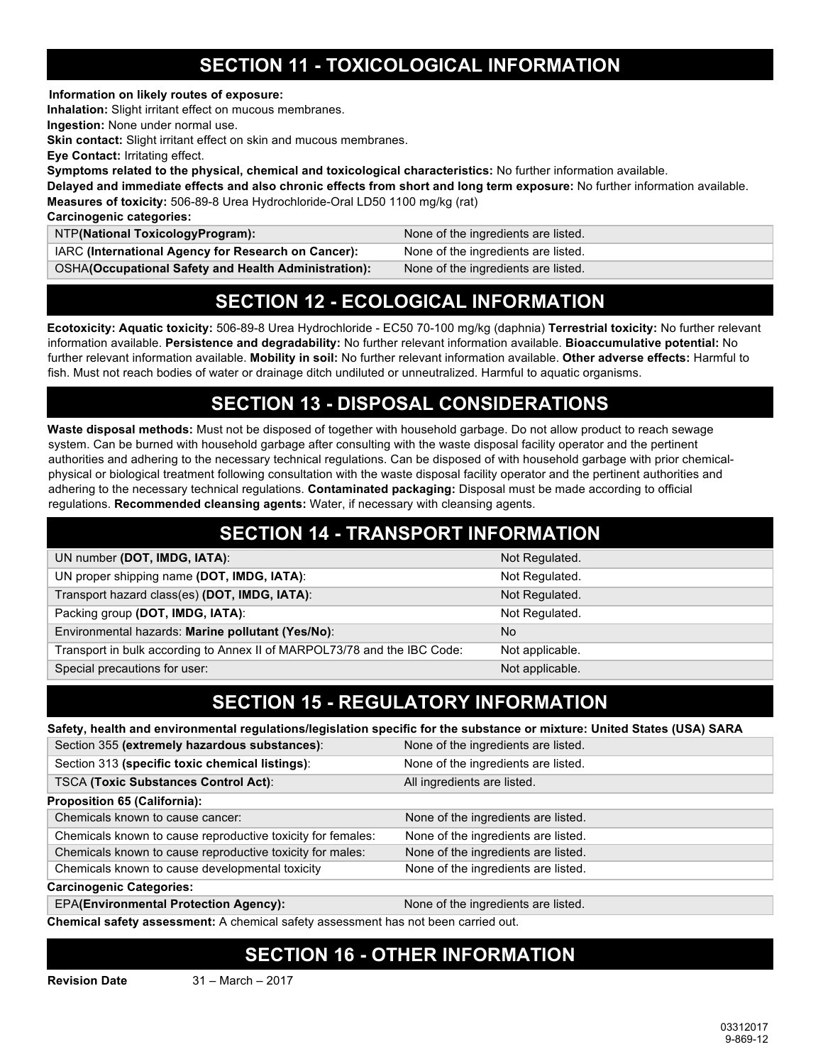## SECTION 11 - TOXICOLOGICAL INFORMATION

**Information on likely routes of exposure:**
**Inhalation:** Slight irritant effect on mucous membranes.
**Ingestion:** None under normal use.
**Skin contact:** Slight irritant effect on skin and mucous membranes.
**Eye Contact:** Irritating effect.
**Symptoms related to the physical, chemical and toxicological characteristics:** No further information available.
**Delayed and immediate effects and also chronic effects from short and long term exposure:** No further information available.
**Measures of toxicity:** 506-89-8 Urea Hydrochloride-Oral LD50 1100 mg/kg (rat)
**Carcinogenic categories:**

| | |
|---|---|
| NTP**(National ToxicologyProgram):** | None of the ingredients are listed. |
| IARC **(International Agency for Research on Cancer):** | None of the ingredients are listed. |
| OSHA**(Occupational Safety and Health Administration):** | None of the ingredients are listed. |

## SECTION 12 - ECOLOGICAL INFORMATION

**Ecotoxicity: Aquatic toxicity:** 506-89-8 Urea Hydrochloride - EC50 70-100 mg/kg (daphnia) **Terrestrial toxicity:** No further relevant information available. **Persistence and degradability:** No further relevant information available. **Bioaccumulative potential:** No further relevant information available. **Mobility in soil:** No further relevant information available. **Other adverse effects:** Harmful to fish. Must not reach bodies of water or drainage ditch undiluted or unneutralized. Harmful to aquatic organisms.

## SECTION 13 - DISPOSAL CONSIDERATIONS

**Waste disposal methods:** Must not be disposed of together with household garbage. Do not allow product to reach sewage system. Can be burned with household garbage after consulting with the waste disposal facility operator and the pertinent authorities and adhering to the necessary technical regulations. Can be disposed of with household garbage with prior chemical-physical or biological treatment following consultation with the waste disposal facility operator and the pertinent authorities and adhering to the necessary technical regulations. **Contaminated packaging:** Disposal must be made according to official regulations. **Recommended cleansing agents:** Water, if necessary with cleansing agents.

## SECTION 14 - TRANSPORT INFORMATION

| | |
|---|---|
| UN number **(DOT, IMDG, IATA)**: | Not Regulated. |
| UN proper shipping name **(DOT, IMDG, IATA)**: | Not Regulated. |
| Transport hazard class(es) **(DOT, IMDG, IATA)**: | Not Regulated. |
| Packing group **(DOT, IMDG, IATA)**: | Not Regulated. |
| Environmental hazards: **Marine pollutant (Yes/No)**: | No |
| Transport in bulk according to Annex II of MARPOL73/78 and the IBC Code: | Not applicable. |
| Special precautions for user: | Not applicable. |

## SECTION 15 - REGULATORY INFORMATION

**Safety, health and environmental regulations/legislation specific for the substance or mixture: United States (USA) SARA**

| | |
|---|---|
| Section 355 **(extremely hazardous substances)**: | None of the ingredients are listed. |
| Section 313 **(specific toxic chemical listings)**: | None of the ingredients are listed. |
| TSCA **(Toxic Substances Control Act)**: | All ingredients are listed. |

**Proposition 65 (California):**

| | |
|---|---|
| Chemicals known to cause cancer: | None of the ingredients are listed. |
| Chemicals known to cause reproductive toxicity for females: | None of the ingredients are listed. |
| Chemicals known to cause reproductive toxicity for males: | None of the ingredients are listed. |
| Chemicals known to cause developmental toxicity | None of the ingredients are listed. |

**Carcinogenic Categories:**

| | |
|---|---|
| EPA**(Environmental Protection Agency):** | None of the ingredients are listed. |

**Chemical safety assessment:** A chemical safety assessment has not been carried out.

## SECTION 16 - OTHER INFORMATION

**Revision Date** 31 – March – 2017

03312017
9-869-12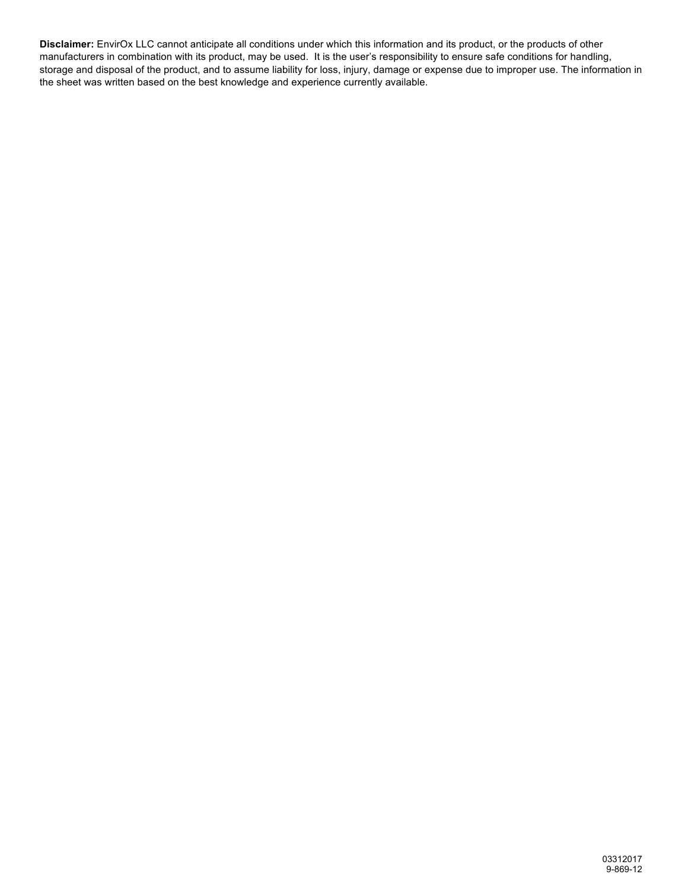**Disclaimer:** EnvirOx LLC cannot anticipate all conditions under which this information and its product, or the products of other manufacturers in combination with its product, may be used. It is the user's responsibility to ensure safe conditions for handling, storage and disposal of the product, and to assume liability for loss, injury, damage or expense due to improper use. The information in the sheet was written based on the best knowledge and experience currently available.